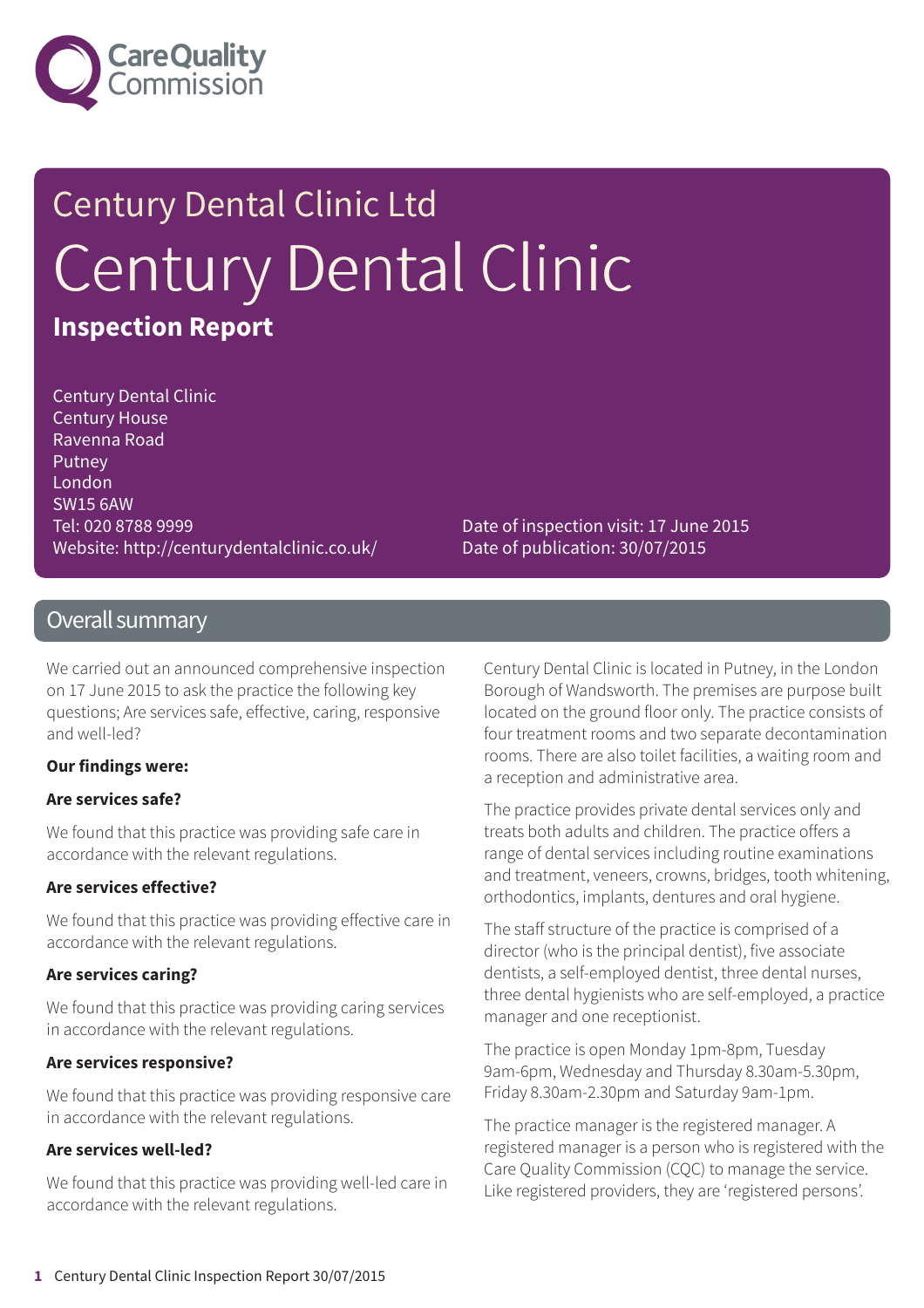Century Dental Clinic Ltd

# Century Dental Clinic

**Inspection Report**

Century Dental Clinic
Century House
Ravenna Road
Putney
London
SW15 6AW
Tel: 020 8788 9999
Website: http://centurydentalclinic.co.uk/

Date of inspection visit: 17 June 2015
Date of publication: 30/07/2015

## Overall summary

We carried out an announced comprehensive inspection on 17 June 2015 to ask the practice the following key questions; Are services safe, effective, caring, responsive and well-led?

**Our findings were:**

**Are services safe?**

We found that this practice was providing safe care in accordance with the relevant regulations.

**Are services effective?**

We found that this practice was providing effective care in accordance with the relevant regulations.

**Are services caring?**

We found that this practice was providing caring services in accordance with the relevant regulations.

**Are services responsive?**

We found that this practice was providing responsive care in accordance with the relevant regulations.

**Are services well-led?**

We found that this practice was providing well-led care in accordance with the relevant regulations.

Century Dental Clinic is located in Putney, in the London Borough of Wandsworth. The premises are purpose built located on the ground floor only. The practice consists of four treatment rooms and two separate decontamination rooms. There are also toilet facilities, a waiting room and a reception and administrative area.

The practice provides private dental services only and treats both adults and children. The practice offers a range of dental services including routine examinations and treatment, veneers, crowns, bridges, tooth whitening, orthodontics, implants, dentures and oral hygiene.

The staff structure of the practice is comprised of a director (who is the principal dentist), five associate dentists, a self-employed dentist, three dental nurses, three dental hygienists who are self-employed, a practice manager and one receptionist.

The practice is open Monday 1pm-8pm, Tuesday 9am-6pm, Wednesday and Thursday 8.30am-5.30pm, Friday 8.30am-2.30pm and Saturday 9am-1pm.

The practice manager is the registered manager. A registered manager is a person who is registered with the Care Quality Commission (CQC) to manage the service. Like registered providers, they are 'registered persons'.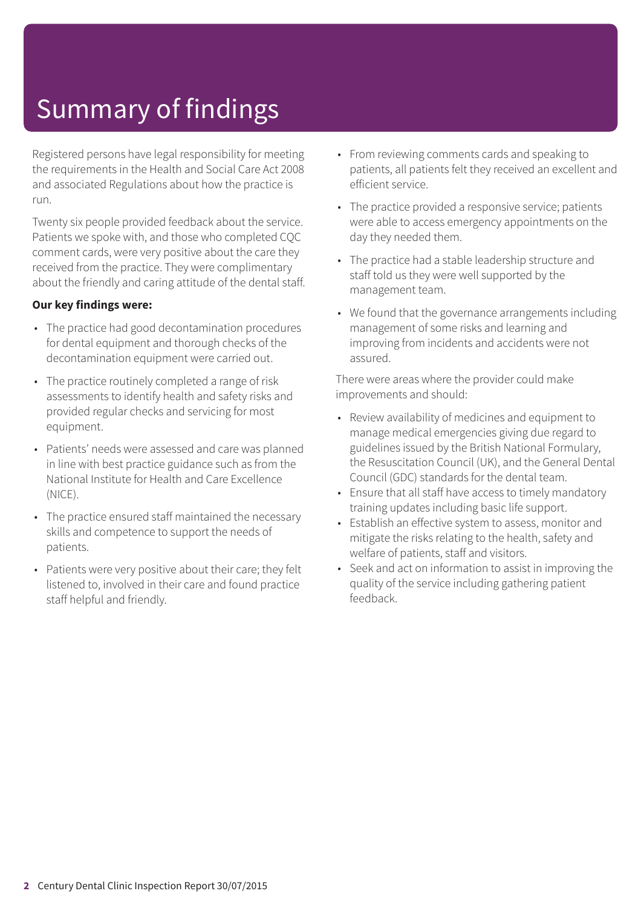# Summary of findings

Registered persons have legal responsibility for meeting the requirements in the Health and Social Care Act 2008 and associated Regulations about how the practice is run.

Twenty six people provided feedback about the service. Patients we spoke with, and those who completed CQC comment cards, were very positive about the care they received from the practice. They were complimentary about the friendly and caring attitude of the dental staff.

**Our key findings were:**

- The practice had good decontamination procedures for dental equipment and thorough checks of the decontamination equipment were carried out.
- The practice routinely completed a range of risk assessments to identify health and safety risks and provided regular checks and servicing for most equipment.
- Patients' needs were assessed and care was planned in line with best practice guidance such as from the National Institute for Health and Care Excellence (NICE).
- The practice ensured staff maintained the necessary skills and competence to support the needs of patients.
- Patients were very positive about their care; they felt listened to, involved in their care and found practice staff helpful and friendly.
- From reviewing comments cards and speaking to patients, all patients felt they received an excellent and efficient service.
- The practice provided a responsive service; patients were able to access emergency appointments on the day they needed them.
- The practice had a stable leadership structure and staff told us they were well supported by the management team.
- We found that the governance arrangements including management of some risks and learning and improving from incidents and accidents were not assured.

There were areas where the provider could make improvements and should:

- Review availability of medicines and equipment to manage medical emergencies giving due regard to guidelines issued by the British National Formulary, the Resuscitation Council (UK), and the General Dental Council (GDC) standards for the dental team.
- Ensure that all staff have access to timely mandatory training updates including basic life support.
- Establish an effective system to assess, monitor and mitigate the risks relating to the health, safety and welfare of patients, staff and visitors.
- Seek and act on information to assist in improving the quality of the service including gathering patient feedback.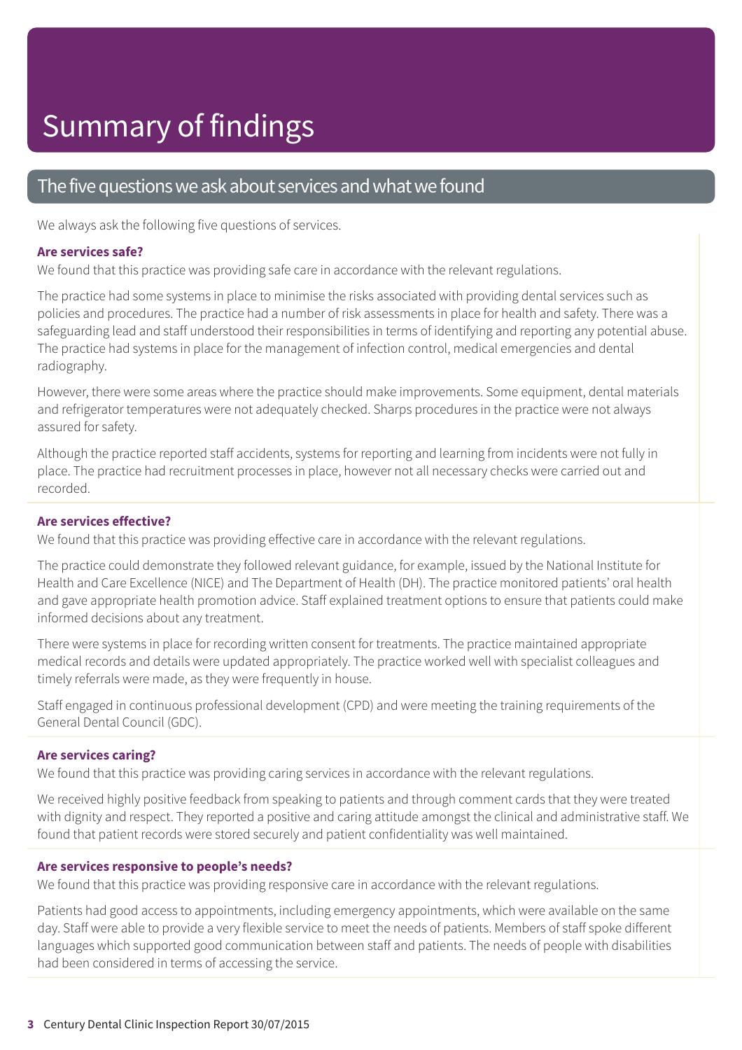# Summary of findings

## The five questions we ask about services and what we found

We always ask the following five questions of services.

**Are services safe?**

We found that this practice was providing safe care in accordance with the relevant regulations.

The practice had some systems in place to minimise the risks associated with providing dental services such as policies and procedures. The practice had a number of risk assessments in place for health and safety. There was a safeguarding lead and staff understood their responsibilities in terms of identifying and reporting any potential abuse. The practice had systems in place for the management of infection control, medical emergencies and dental radiography.

However, there were some areas where the practice should make improvements. Some equipment, dental materials and refrigerator temperatures were not adequately checked. Sharps procedures in the practice were not always assured for safety.

Although the practice reported staff accidents, systems for reporting and learning from incidents were not fully in place. The practice had recruitment processes in place, however not all necessary checks were carried out and recorded.

**Are services effective?**

We found that this practice was providing effective care in accordance with the relevant regulations.

The practice could demonstrate they followed relevant guidance, for example, issued by the National Institute for Health and Care Excellence (NICE) and The Department of Health (DH). The practice monitored patients' oral health and gave appropriate health promotion advice. Staff explained treatment options to ensure that patients could make informed decisions about any treatment.

There were systems in place for recording written consent for treatments. The practice maintained appropriate medical records and details were updated appropriately. The practice worked well with specialist colleagues and timely referrals were made, as they were frequently in house.

Staff engaged in continuous professional development (CPD) and were meeting the training requirements of the General Dental Council (GDC).

**Are services caring?**

We found that this practice was providing caring services in accordance with the relevant regulations.

We received highly positive feedback from speaking to patients and through comment cards that they were treated with dignity and respect. They reported a positive and caring attitude amongst the clinical and administrative staff. We found that patient records were stored securely and patient confidentiality was well maintained.

**Are services responsive to people's needs?**

We found that this practice was providing responsive care in accordance with the relevant regulations.

Patients had good access to appointments, including emergency appointments, which were available on the same day. Staff were able to provide a very flexible service to meet the needs of patients. Members of staff spoke different languages which supported good communication between staff and patients. The needs of people with disabilities had been considered in terms of accessing the service.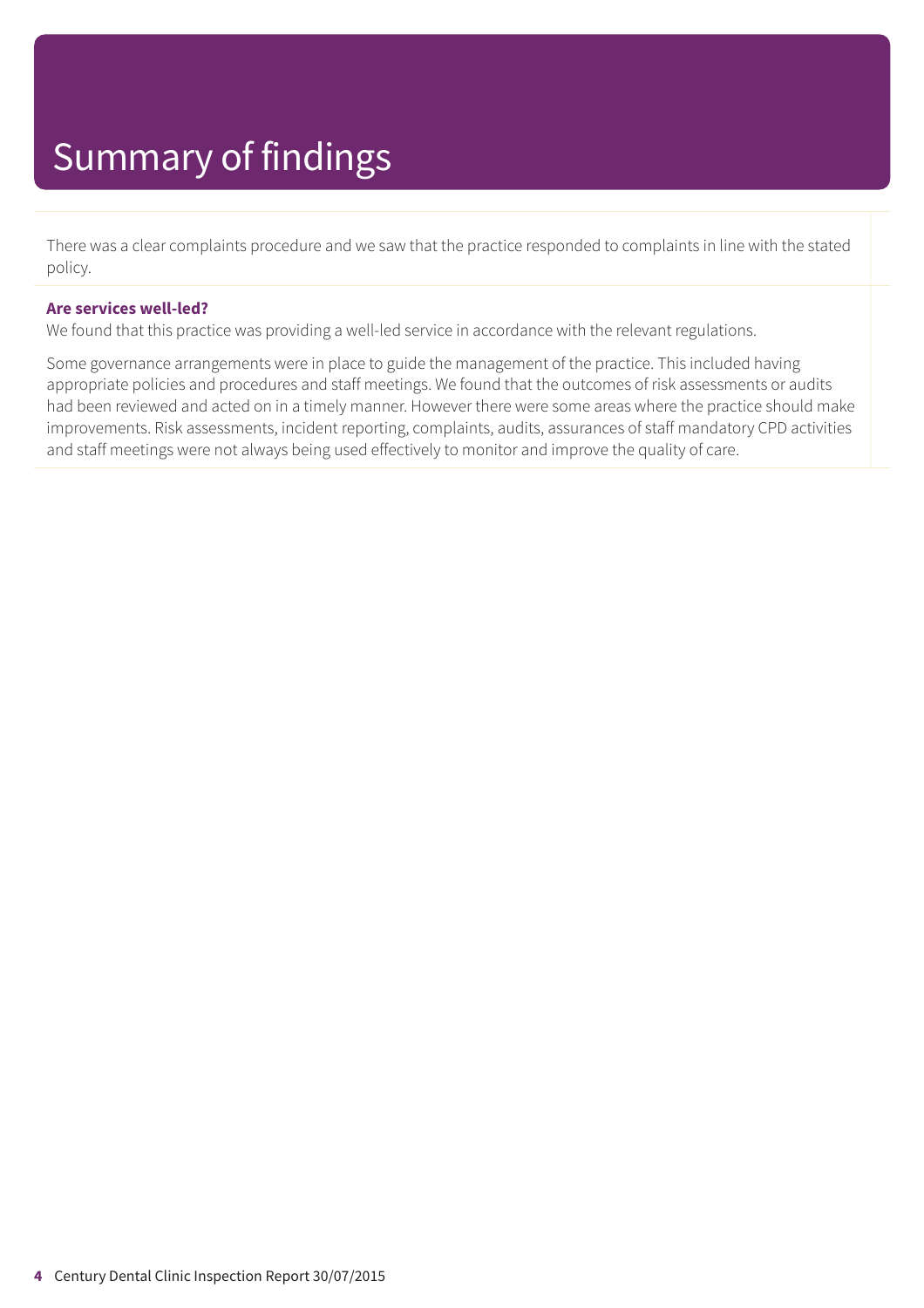# Summary of findings

There was a clear complaints procedure and we saw that the practice responded to complaints in line with the stated policy.

**Are services well-led?**

We found that this practice was providing a well-led service in accordance with the relevant regulations.

Some governance arrangements were in place to guide the management of the practice. This included having appropriate policies and procedures and staff meetings. We found that the outcomes of risk assessments or audits had been reviewed and acted on in a timely manner. However there were some areas where the practice should make improvements. Risk assessments, incident reporting, complaints, audits, assurances of staff mandatory CPD activities and staff meetings were not always being used effectively to monitor and improve the quality of care.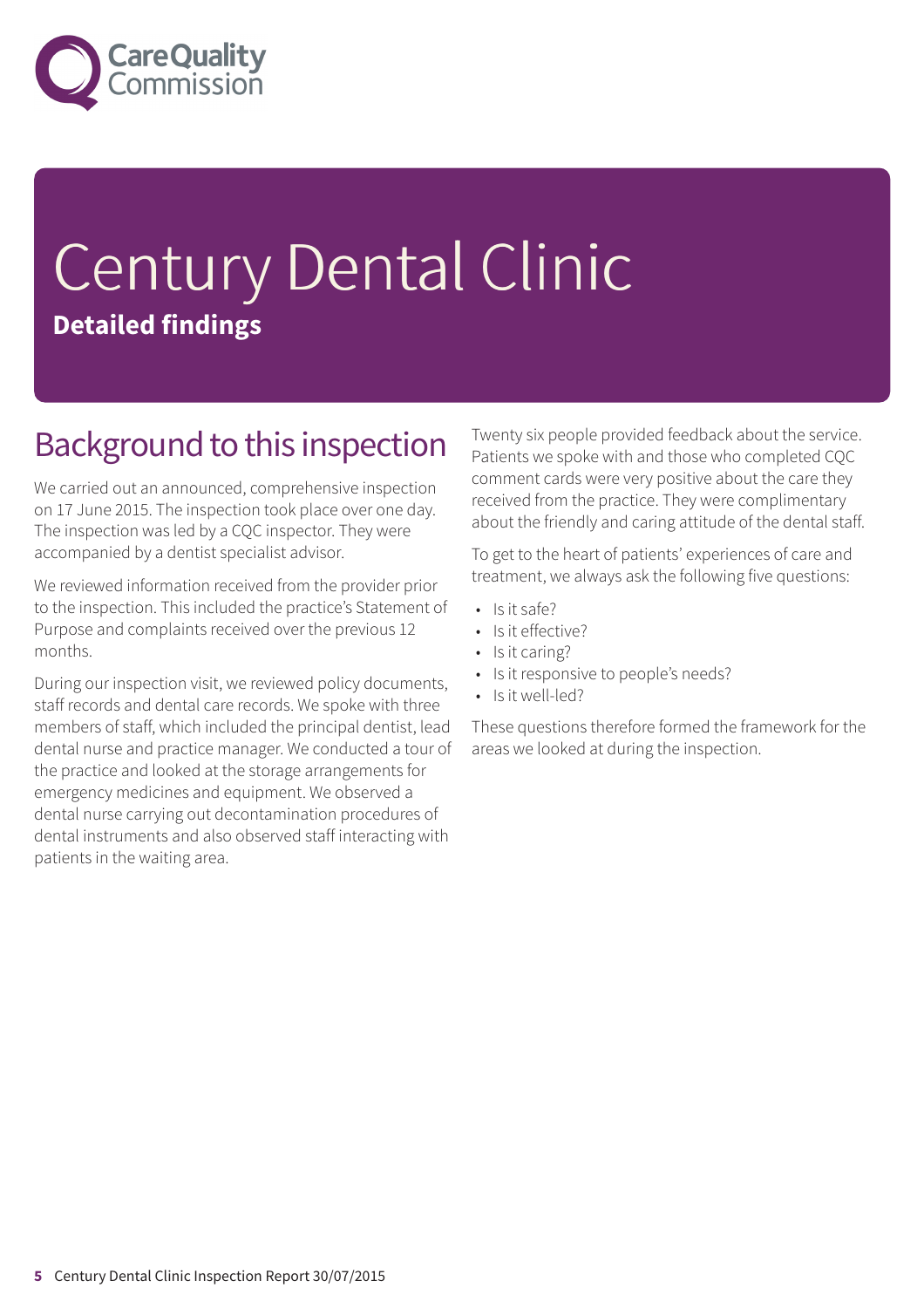# Century Dental Clinic

**Detailed findings**

## Background to this inspection

We carried out an announced, comprehensive inspection on 17 June 2015. The inspection took place over one day. The inspection was led by a CQC inspector. They were accompanied by a dentist specialist advisor.

We reviewed information received from the provider prior to the inspection. This included the practice's Statement of Purpose and complaints received over the previous 12 months.

During our inspection visit, we reviewed policy documents, staff records and dental care records. We spoke with three members of staff, which included the principal dentist, lead dental nurse and practice manager. We conducted a tour of the practice and looked at the storage arrangements for emergency medicines and equipment. We observed a dental nurse carrying out decontamination procedures of dental instruments and also observed staff interacting with patients in the waiting area.

Twenty six people provided feedback about the service. Patients we spoke with and those who completed CQC comment cards were very positive about the care they received from the practice. They were complimentary about the friendly and caring attitude of the dental staff.

To get to the heart of patients' experiences of care and treatment, we always ask the following five questions:

- Is it safe?
- Is it effective?
- Is it caring?
- Is it responsive to people's needs?
- Is it well-led?

These questions therefore formed the framework for the areas we looked at during the inspection.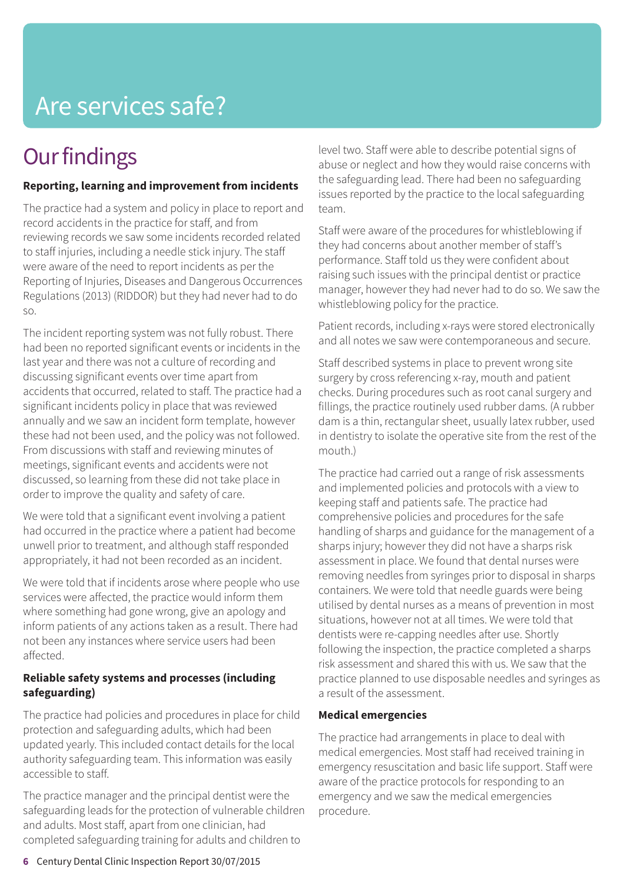# Are services safe?

## Our findings

**Reporting, learning and improvement from incidents**

The practice had a system and policy in place to report and record accidents in the practice for staff, and from reviewing records we saw some incidents recorded related to staff injuries, including a needle stick injury. The staff were aware of the need to report incidents as per the Reporting of Injuries, Diseases and Dangerous Occurrences Regulations (2013) (RIDDOR) but they had never had to do so.

The incident reporting system was not fully robust. There had been no reported significant events or incidents in the last year and there was not a culture of recording and discussing significant events over time apart from accidents that occurred, related to staff. The practice had a significant incidents policy in place that was reviewed annually and we saw an incident form template, however these had not been used, and the policy was not followed. From discussions with staff and reviewing minutes of meetings, significant events and accidents were not discussed, so learning from these did not take place in order to improve the quality and safety of care.

We were told that a significant event involving a patient had occurred in the practice where a patient had become unwell prior to treatment, and although staff responded appropriately, it had not been recorded as an incident.

We were told that if incidents arose where people who use services were affected, the practice would inform them where something had gone wrong, give an apology and inform patients of any actions taken as a result. There had not been any instances where service users had been affected.

**Reliable safety systems and processes (including safeguarding)**

The practice had policies and procedures in place for child protection and safeguarding adults, which had been updated yearly. This included contact details for the local authority safeguarding team. This information was easily accessible to staff.

The practice manager and the principal dentist were the safeguarding leads for the protection of vulnerable children and adults. Most staff, apart from one clinician, had completed safeguarding training for adults and children to level two. Staff were able to describe potential signs of abuse or neglect and how they would raise concerns with the safeguarding lead. There had been no safeguarding issues reported by the practice to the local safeguarding team.

Staff were aware of the procedures for whistleblowing if they had concerns about another member of staff's performance. Staff told us they were confident about raising such issues with the principal dentist or practice manager, however they had never had to do so. We saw the whistleblowing policy for the practice.

Patient records, including x-rays were stored electronically and all notes we saw were contemporaneous and secure.

Staff described systems in place to prevent wrong site surgery by cross referencing x-ray, mouth and patient checks. During procedures such as root canal surgery and fillings, the practice routinely used rubber dams. (A rubber dam is a thin, rectangular sheet, usually latex rubber, used in dentistry to isolate the operative site from the rest of the mouth.)

The practice had carried out a range of risk assessments and implemented policies and protocols with a view to keeping staff and patients safe. The practice had comprehensive policies and procedures for the safe handling of sharps and guidance for the management of a sharps injury; however they did not have a sharps risk assessment in place. We found that dental nurses were removing needles from syringes prior to disposal in sharps containers. We were told that needle guards were being utilised by dental nurses as a means of prevention in most situations, however not at all times. We were told that dentists were re-capping needles after use. Shortly following the inspection, the practice completed a sharps risk assessment and shared this with us. We saw that the practice planned to use disposable needles and syringes as a result of the assessment.

**Medical emergencies**

The practice had arrangements in place to deal with medical emergencies. Most staff had received training in emergency resuscitation and basic life support. Staff were aware of the practice protocols for responding to an emergency and we saw the medical emergencies procedure.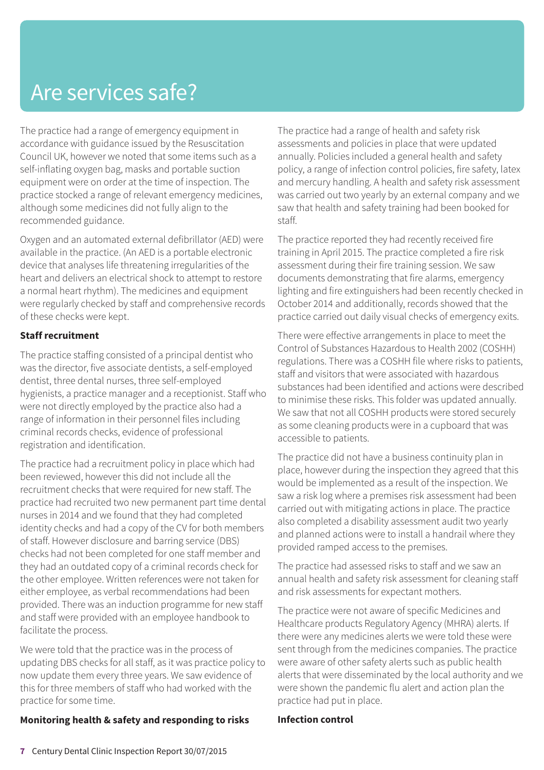# Are services safe?

The practice had a range of emergency equipment in accordance with guidance issued by the Resuscitation Council UK, however we noted that some items such as a self-inflating oxygen bag, masks and portable suction equipment were on order at the time of inspection. The practice stocked a range of relevant emergency medicines, although some medicines did not fully align to the recommended guidance.

Oxygen and an automated external defibrillator (AED) were available in the practice. (An AED is a portable electronic device that analyses life threatening irregularities of the heart and delivers an electrical shock to attempt to restore a normal heart rhythm). The medicines and equipment were regularly checked by staff and comprehensive records of these checks were kept.

**Staff recruitment**

The practice staffing consisted of a principal dentist who was the director, five associate dentists, a self-employed dentist, three dental nurses, three self-employed hygienists, a practice manager and a receptionist. Staff who were not directly employed by the practice also had a range of information in their personnel files including criminal records checks, evidence of professional registration and identification.

The practice had a recruitment policy in place which had been reviewed, however this did not include all the recruitment checks that were required for new staff. The practice had recruited two new permanent part time dental nurses in 2014 and we found that they had completed identity checks and had a copy of the CV for both members of staff. However disclosure and barring service (DBS) checks had not been completed for one staff member and they had an outdated copy of a criminal records check for the other employee. Written references were not taken for either employee, as verbal recommendations had been provided. There was an induction programme for new staff and staff were provided with an employee handbook to facilitate the process.

We were told that the practice was in the process of updating DBS checks for all staff, as it was practice policy to now update them every three years. We saw evidence of this for three members of staff who had worked with the practice for some time.

**Monitoring health & safety and responding to risks**

The practice had a range of health and safety risk assessments and policies in place that were updated annually. Policies included a general health and safety policy, a range of infection control policies, fire safety, latex and mercury handling. A health and safety risk assessment was carried out two yearly by an external company and we saw that health and safety training had been booked for staff.

The practice reported they had recently received fire training in April 2015. The practice completed a fire risk assessment during their fire training session. We saw documents demonstrating that fire alarms, emergency lighting and fire extinguishers had been recently checked in October 2014 and additionally, records showed that the practice carried out daily visual checks of emergency exits.

There were effective arrangements in place to meet the Control of Substances Hazardous to Health 2002 (COSHH) regulations. There was a COSHH file where risks to patients, staff and visitors that were associated with hazardous substances had been identified and actions were described to minimise these risks. This folder was updated annually. We saw that not all COSHH products were stored securely as some cleaning products were in a cupboard that was accessible to patients.

The practice did not have a business continuity plan in place, however during the inspection they agreed that this would be implemented as a result of the inspection. We saw a risk log where a premises risk assessment had been carried out with mitigating actions in place. The practice also completed a disability assessment audit two yearly and planned actions were to install a handrail where they provided ramped access to the premises.

The practice had assessed risks to staff and we saw an annual health and safety risk assessment for cleaning staff and risk assessments for expectant mothers.

The practice were not aware of specific Medicines and Healthcare products Regulatory Agency (MHRA) alerts. If there were any medicines alerts we were told these were sent through from the medicines companies. The practice were aware of other safety alerts such as public health alerts that were disseminated by the local authority and we were shown the pandemic flu alert and action plan the practice had put in place.

**Infection control**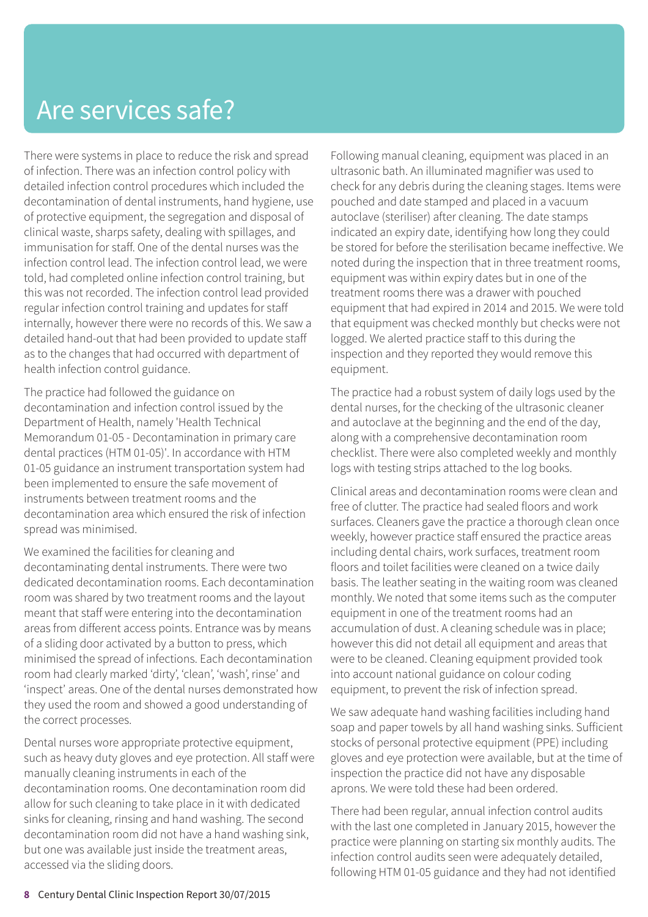# Are services safe?

There were systems in place to reduce the risk and spread of infection. There was an infection control policy with detailed infection control procedures which included the decontamination of dental instruments, hand hygiene, use of protective equipment, the segregation and disposal of clinical waste, sharps safety, dealing with spillages, and immunisation for staff. One of the dental nurses was the infection control lead. The infection control lead, we were told, had completed online infection control training, but this was not recorded. The infection control lead provided regular infection control training and updates for staff internally, however there were no records of this. We saw a detailed hand-out that had been provided to update staff as to the changes that had occurred with department of health infection control guidance.

The practice had followed the guidance on decontamination and infection control issued by the Department of Health, namely 'Health Technical Memorandum 01-05 - Decontamination in primary care dental practices (HTM 01-05)'. In accordance with HTM 01-05 guidance an instrument transportation system had been implemented to ensure the safe movement of instruments between treatment rooms and the decontamination area which ensured the risk of infection spread was minimised.

We examined the facilities for cleaning and decontaminating dental instruments. There were two dedicated decontamination rooms. Each decontamination room was shared by two treatment rooms and the layout meant that staff were entering into the decontamination areas from different access points. Entrance was by means of a sliding door activated by a button to press, which minimised the spread of infections. Each decontamination room had clearly marked 'dirty', 'clean', 'wash', rinse' and 'inspect' areas. One of the dental nurses demonstrated how they used the room and showed a good understanding of the correct processes.

Dental nurses wore appropriate protective equipment, such as heavy duty gloves and eye protection. All staff were manually cleaning instruments in each of the decontamination rooms. One decontamination room did allow for such cleaning to take place in it with dedicated sinks for cleaning, rinsing and hand washing. The second decontamination room did not have a hand washing sink, but one was available just inside the treatment areas, accessed via the sliding doors.

Following manual cleaning, equipment was placed in an ultrasonic bath. An illuminated magnifier was used to check for any debris during the cleaning stages. Items were pouched and date stamped and placed in a vacuum autoclave (steriliser) after cleaning. The date stamps indicated an expiry date, identifying how long they could be stored for before the sterilisation became ineffective. We noted during the inspection that in three treatment rooms, equipment was within expiry dates but in one of the treatment rooms there was a drawer with pouched equipment that had expired in 2014 and 2015. We were told that equipment was checked monthly but checks were not logged. We alerted practice staff to this during the inspection and they reported they would remove this equipment.

The practice had a robust system of daily logs used by the dental nurses, for the checking of the ultrasonic cleaner and autoclave at the beginning and the end of the day, along with a comprehensive decontamination room checklist. There were also completed weekly and monthly logs with testing strips attached to the log books.

Clinical areas and decontamination rooms were clean and free of clutter. The practice had sealed floors and work surfaces. Cleaners gave the practice a thorough clean once weekly, however practice staff ensured the practice areas including dental chairs, work surfaces, treatment room floors and toilet facilities were cleaned on a twice daily basis. The leather seating in the waiting room was cleaned monthly. We noted that some items such as the computer equipment in one of the treatment rooms had an accumulation of dust. A cleaning schedule was in place; however this did not detail all equipment and areas that were to be cleaned. Cleaning equipment provided took into account national guidance on colour coding equipment, to prevent the risk of infection spread.

We saw adequate hand washing facilities including hand soap and paper towels by all hand washing sinks. Sufficient stocks of personal protective equipment (PPE) including gloves and eye protection were available, but at the time of inspection the practice did not have any disposable aprons. We were told these had been ordered.

There had been regular, annual infection control audits with the last one completed in January 2015, however the practice were planning on starting six monthly audits. The infection control audits seen were adequately detailed, following HTM 01-05 guidance and they had not identified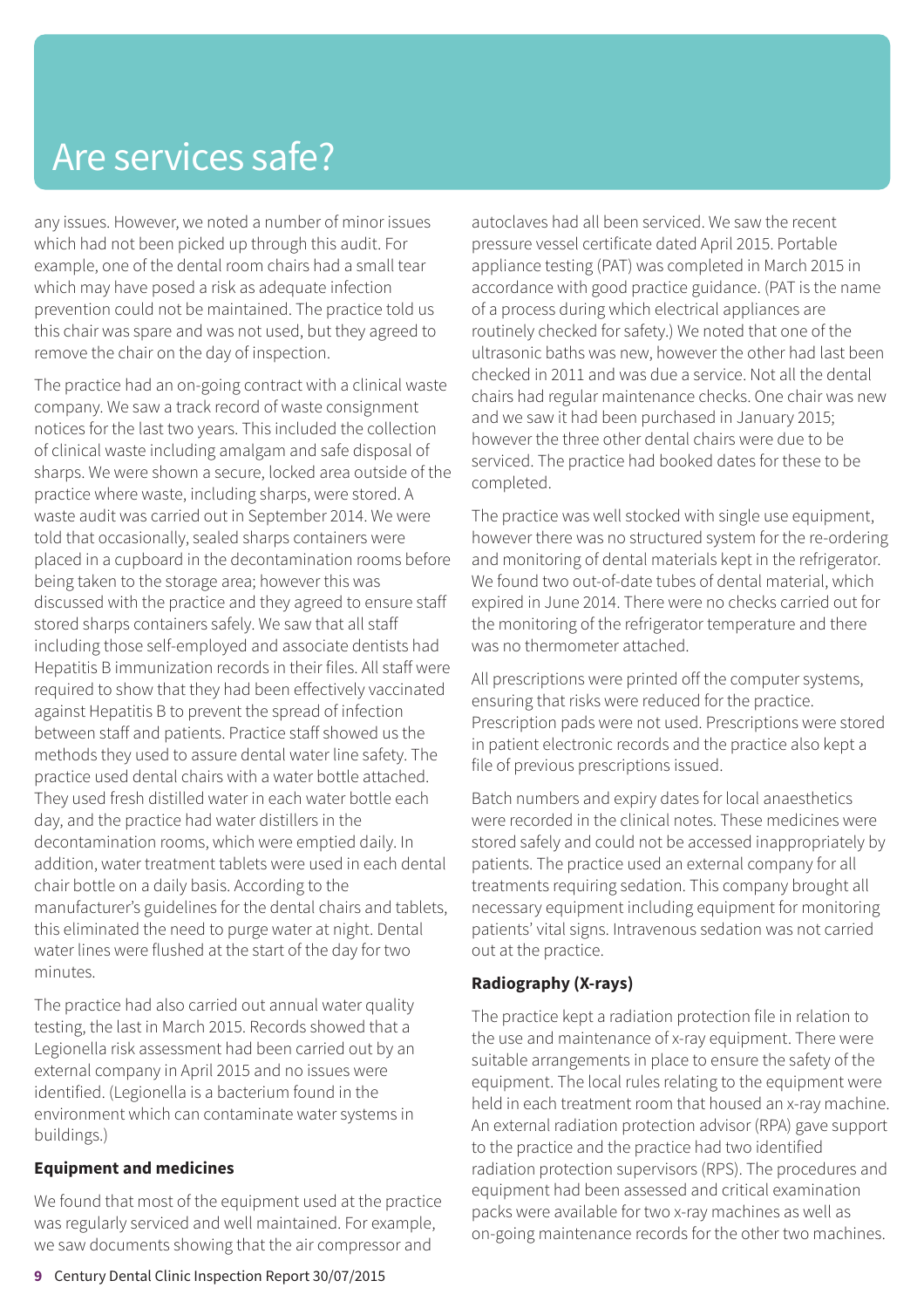# Are services safe?

any issues. However, we noted a number of minor issues which had not been picked up through this audit. For example, one of the dental room chairs had a small tear which may have posed a risk as adequate infection prevention could not be maintained. The practice told us this chair was spare and was not used, but they agreed to remove the chair on the day of inspection.

The practice had an on-going contract with a clinical waste company. We saw a track record of waste consignment notices for the last two years. This included the collection of clinical waste including amalgam and safe disposal of sharps. We were shown a secure, locked area outside of the practice where waste, including sharps, were stored. A waste audit was carried out in September 2014. We were told that occasionally, sealed sharps containers were placed in a cupboard in the decontamination rooms before being taken to the storage area; however this was discussed with the practice and they agreed to ensure staff stored sharps containers safely. We saw that all staff including those self-employed and associate dentists had Hepatitis B immunization records in their files. All staff were required to show that they had been effectively vaccinated against Hepatitis B to prevent the spread of infection between staff and patients. Practice staff showed us the methods they used to assure dental water line safety. The practice used dental chairs with a water bottle attached. They used fresh distilled water in each water bottle each day, and the practice had water distillers in the decontamination rooms, which were emptied daily. In addition, water treatment tablets were used in each dental chair bottle on a daily basis. According to the manufacturer's guidelines for the dental chairs and tablets, this eliminated the need to purge water at night. Dental water lines were flushed at the start of the day for two minutes.

The practice had also carried out annual water quality testing, the last in March 2015. Records showed that a Legionella risk assessment had been carried out by an external company in April 2015 and no issues were identified. (Legionella is a bacterium found in the environment which can contaminate water systems in buildings.)

**Equipment and medicines**

We found that most of the equipment used at the practice was regularly serviced and well maintained. For example, we saw documents showing that the air compressor and autoclaves had all been serviced. We saw the recent pressure vessel certificate dated April 2015. Portable appliance testing (PAT) was completed in March 2015 in accordance with good practice guidance. (PAT is the name of a process during which electrical appliances are routinely checked for safety.) We noted that one of the ultrasonic baths was new, however the other had last been checked in 2011 and was due a service. Not all the dental chairs had regular maintenance checks. One chair was new and we saw it had been purchased in January 2015; however the three other dental chairs were due to be serviced. The practice had booked dates for these to be completed.

The practice was well stocked with single use equipment, however there was no structured system for the re-ordering and monitoring of dental materials kept in the refrigerator. We found two out-of-date tubes of dental material, which expired in June 2014. There were no checks carried out for the monitoring of the refrigerator temperature and there was no thermometer attached.

All prescriptions were printed off the computer systems, ensuring that risks were reduced for the practice. Prescription pads were not used. Prescriptions were stored in patient electronic records and the practice also kept a file of previous prescriptions issued.

Batch numbers and expiry dates for local anaesthetics were recorded in the clinical notes. These medicines were stored safely and could not be accessed inappropriately by patients. The practice used an external company for all treatments requiring sedation. This company brought all necessary equipment including equipment for monitoring patients' vital signs. Intravenous sedation was not carried out at the practice.

**Radiography (X-rays)**

The practice kept a radiation protection file in relation to the use and maintenance of x-ray equipment. There were suitable arrangements in place to ensure the safety of the equipment. The local rules relating to the equipment were held in each treatment room that housed an x-ray machine. An external radiation protection advisor (RPA) gave support to the practice and the practice had two identified radiation protection supervisors (RPS). The procedures and equipment had been assessed and critical examination packs were available for two x-ray machines as well as on-going maintenance records for the other two machines.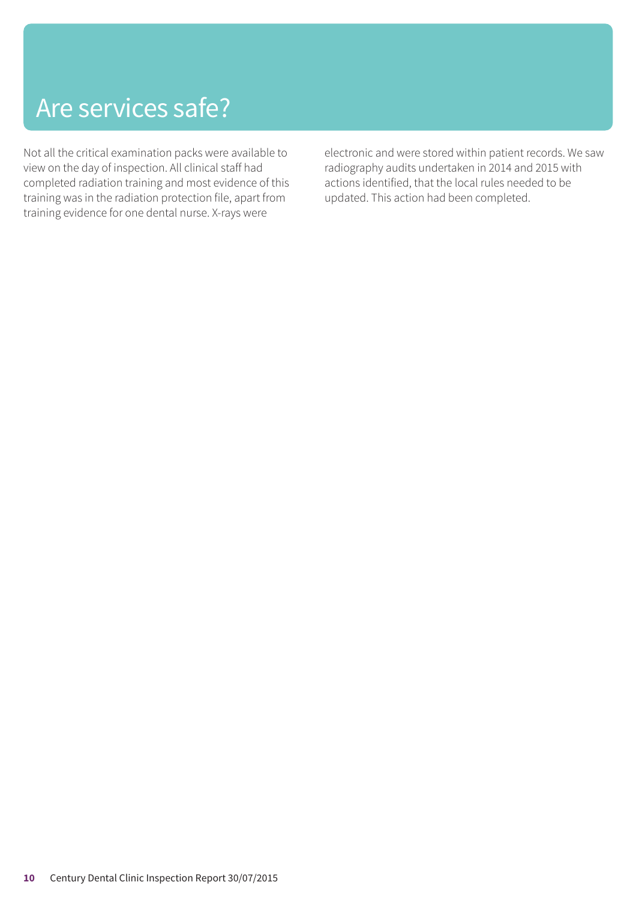# Are services safe?

Not all the critical examination packs were available to view on the day of inspection. All clinical staff had completed radiation training and most evidence of this training was in the radiation protection file, apart from training evidence for one dental nurse. X-rays were electronic and were stored within patient records. We saw radiography audits undertaken in 2014 and 2015 with actions identified, that the local rules needed to be updated. This action had been completed.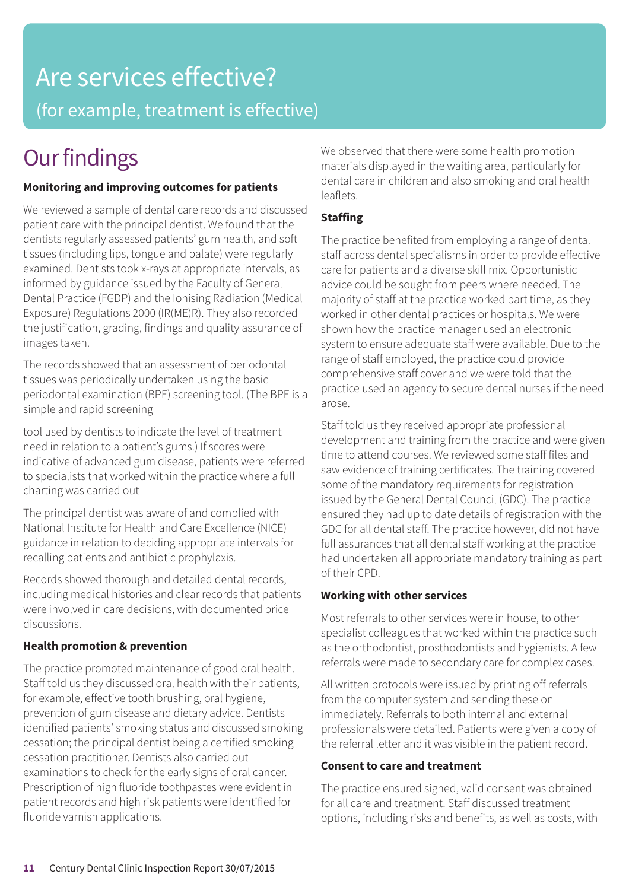# Are services effective?

(for example, treatment is effective)

## Our findings

**Monitoring and improving outcomes for patients**

We reviewed a sample of dental care records and discussed patient care with the principal dentist. We found that the dentists regularly assessed patients' gum health, and soft tissues (including lips, tongue and palate) were regularly examined. Dentists took x-rays at appropriate intervals, as informed by guidance issued by the Faculty of General Dental Practice (FGDP) and the Ionising Radiation (Medical Exposure) Regulations 2000 (IR(ME)R). They also recorded the justification, grading, findings and quality assurance of images taken.

The records showed that an assessment of periodontal tissues was periodically undertaken using the basic periodontal examination (BPE) screening tool. (The BPE is a simple and rapid screening

tool used by dentists to indicate the level of treatment need in relation to a patient's gums.) If scores were indicative of advanced gum disease, patients were referred to specialists that worked within the practice where a full charting was carried out

The principal dentist was aware of and complied with National Institute for Health and Care Excellence (NICE) guidance in relation to deciding appropriate intervals for recalling patients and antibiotic prophylaxis.

Records showed thorough and detailed dental records, including medical histories and clear records that patients were involved in care decisions, with documented price discussions.

**Health promotion & prevention**

The practice promoted maintenance of good oral health. Staff told us they discussed oral health with their patients, for example, effective tooth brushing, oral hygiene, prevention of gum disease and dietary advice. Dentists identified patients' smoking status and discussed smoking cessation; the principal dentist being a certified smoking cessation practitioner. Dentists also carried out examinations to check for the early signs of oral cancer. Prescription of high fluoride toothpastes were evident in patient records and high risk patients were identified for fluoride varnish applications.

We observed that there were some health promotion materials displayed in the waiting area, particularly for dental care in children and also smoking and oral health leaflets.

**Staffing**

The practice benefited from employing a range of dental staff across dental specialisms in order to provide effective care for patients and a diverse skill mix. Opportunistic advice could be sought from peers where needed. The majority of staff at the practice worked part time, as they worked in other dental practices or hospitals. We were shown how the practice manager used an electronic system to ensure adequate staff were available. Due to the range of staff employed, the practice could provide comprehensive staff cover and we were told that the practice used an agency to secure dental nurses if the need arose.

Staff told us they received appropriate professional development and training from the practice and were given time to attend courses. We reviewed some staff files and saw evidence of training certificates. The training covered some of the mandatory requirements for registration issued by the General Dental Council (GDC). The practice ensured they had up to date details of registration with the GDC for all dental staff. The practice however, did not have full assurances that all dental staff working at the practice had undertaken all appropriate mandatory training as part of their CPD.

**Working with other services**

Most referrals to other services were in house, to other specialist colleagues that worked within the practice such as the orthodontist, prosthodontists and hygienists. A few referrals were made to secondary care for complex cases.

All written protocols were issued by printing off referrals from the computer system and sending these on immediately. Referrals to both internal and external professionals were detailed. Patients were given a copy of the referral letter and it was visible in the patient record.

**Consent to care and treatment**

The practice ensured signed, valid consent was obtained for all care and treatment. Staff discussed treatment options, including risks and benefits, as well as costs, with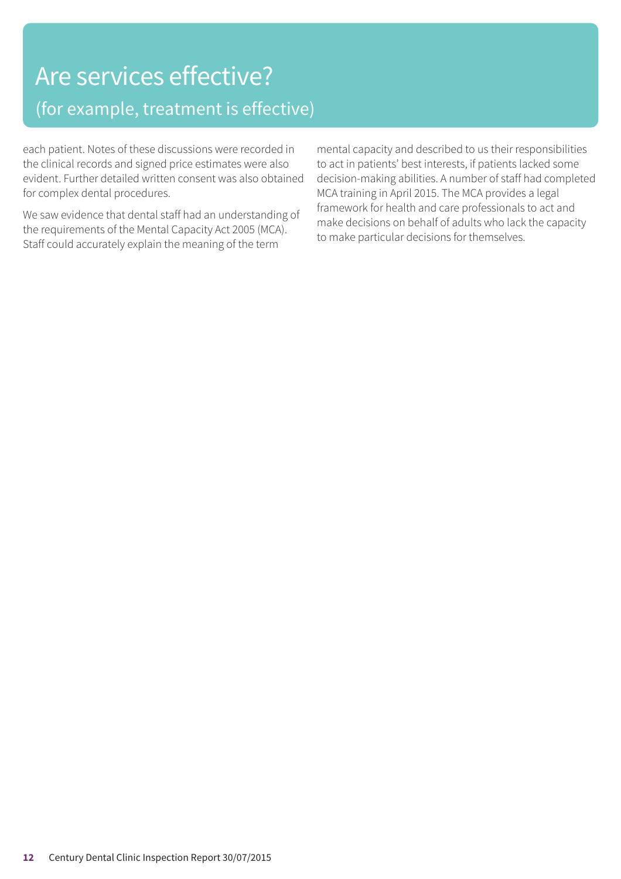# Are services effective?

## (for example, treatment is effective)

each patient. Notes of these discussions were recorded in the clinical records and signed price estimates were also evident. Further detailed written consent was also obtained for complex dental procedures.

We saw evidence that dental staff had an understanding of the requirements of the Mental Capacity Act 2005 (MCA). Staff could accurately explain the meaning of the term mental capacity and described to us their responsibilities to act in patients' best interests, if patients lacked some decision-making abilities. A number of staff had completed MCA training in April 2015. The MCA provides a legal framework for health and care professionals to act and make decisions on behalf of adults who lack the capacity to make particular decisions for themselves.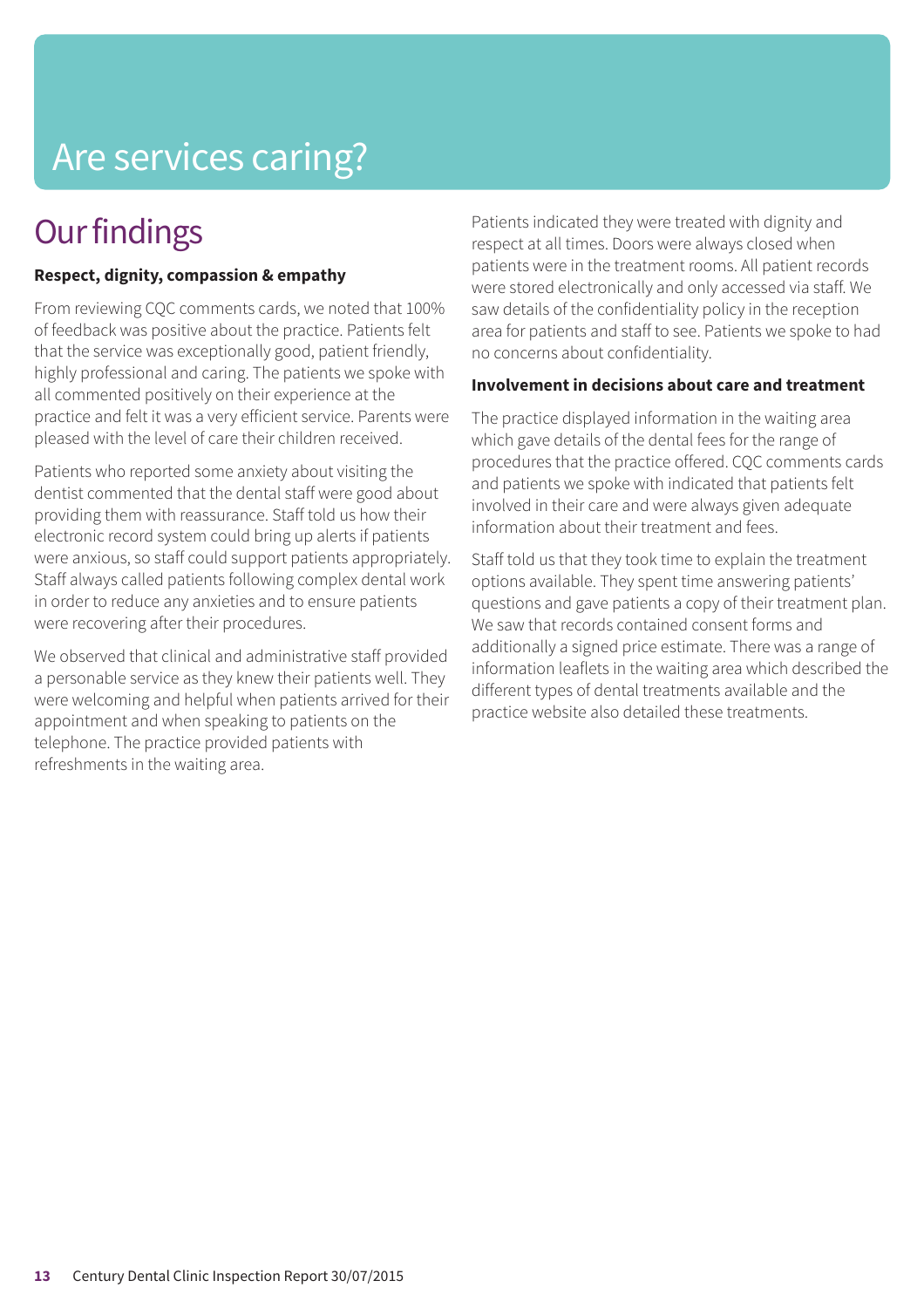# Are services caring?

## Our findings

**Respect, dignity, compassion & empathy**

From reviewing CQC comments cards, we noted that 100% of feedback was positive about the practice. Patients felt that the service was exceptionally good, patient friendly, highly professional and caring. The patients we spoke with all commented positively on their experience at the practice and felt it was a very efficient service. Parents were pleased with the level of care their children received.

Patients who reported some anxiety about visiting the dentist commented that the dental staff were good about providing them with reassurance. Staff told us how their electronic record system could bring up alerts if patients were anxious, so staff could support patients appropriately. Staff always called patients following complex dental work in order to reduce any anxieties and to ensure patients were recovering after their procedures.

We observed that clinical and administrative staff provided a personable service as they knew their patients well. They were welcoming and helpful when patients arrived for their appointment and when speaking to patients on the telephone. The practice provided patients with refreshments in the waiting area.

Patients indicated they were treated with dignity and respect at all times. Doors were always closed when patients were in the treatment rooms. All patient records were stored electronically and only accessed via staff. We saw details of the confidentiality policy in the reception area for patients and staff to see. Patients we spoke to had no concerns about confidentiality.

**Involvement in decisions about care and treatment**

The practice displayed information in the waiting area which gave details of the dental fees for the range of procedures that the practice offered. CQC comments cards and patients we spoke with indicated that patients felt involved in their care and were always given adequate information about their treatment and fees.

Staff told us that they took time to explain the treatment options available. They spent time answering patients' questions and gave patients a copy of their treatment plan. We saw that records contained consent forms and additionally a signed price estimate. There was a range of information leaflets in the waiting area which described the different types of dental treatments available and the practice website also detailed these treatments.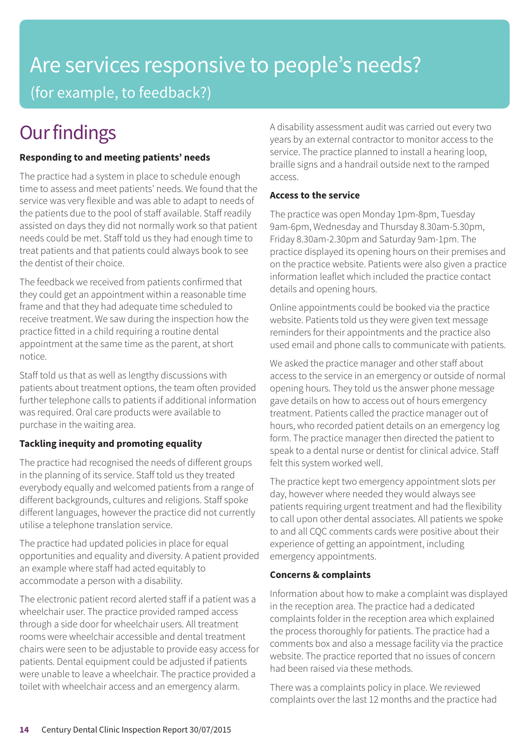# Are services responsive to people's needs?

(for example, to feedback?)

## Our findings

**Responding to and meeting patients' needs**

The practice had a system in place to schedule enough time to assess and meet patients' needs. We found that the service was very flexible and was able to adapt to needs of the patients due to the pool of staff available. Staff readily assisted on days they did not normally work so that patient needs could be met. Staff told us they had enough time to treat patients and that patients could always book to see the dentist of their choice.

The feedback we received from patients confirmed that they could get an appointment within a reasonable time frame and that they had adequate time scheduled to receive treatment. We saw during the inspection how the practice fitted in a child requiring a routine dental appointment at the same time as the parent, at short notice.

Staff told us that as well as lengthy discussions with patients about treatment options, the team often provided further telephone calls to patients if additional information was required. Oral care products were available to purchase in the waiting area.

**Tackling inequity and promoting equality**

The practice had recognised the needs of different groups in the planning of its service. Staff told us they treated everybody equally and welcomed patients from a range of different backgrounds, cultures and religions. Staff spoke different languages, however the practice did not currently utilise a telephone translation service.

The practice had updated policies in place for equal opportunities and equality and diversity. A patient provided an example where staff had acted equitably to accommodate a person with a disability.

The electronic patient record alerted staff if a patient was a wheelchair user. The practice provided ramped access through a side door for wheelchair users. All treatment rooms were wheelchair accessible and dental treatment chairs were seen to be adjustable to provide easy access for patients. Dental equipment could be adjusted if patients were unable to leave a wheelchair. The practice provided a toilet with wheelchair access and an emergency alarm.

A disability assessment audit was carried out every two years by an external contractor to monitor access to the service. The practice planned to install a hearing loop, braille signs and a handrail outside next to the ramped access.

**Access to the service**

The practice was open Monday 1pm-8pm, Tuesday 9am-6pm, Wednesday and Thursday 8.30am-5.30pm, Friday 8.30am-2.30pm and Saturday 9am-1pm. The practice displayed its opening hours on their premises and on the practice website. Patients were also given a practice information leaflet which included the practice contact details and opening hours.

Online appointments could be booked via the practice website. Patients told us they were given text message reminders for their appointments and the practice also used email and phone calls to communicate with patients.

We asked the practice manager and other staff about access to the service in an emergency or outside of normal opening hours. They told us the answer phone message gave details on how to access out of hours emergency treatment. Patients called the practice manager out of hours, who recorded patient details on an emergency log form. The practice manager then directed the patient to speak to a dental nurse or dentist for clinical advice. Staff felt this system worked well.

The practice kept two emergency appointment slots per day, however where needed they would always see patients requiring urgent treatment and had the flexibility to call upon other dental associates. All patients we spoke to and all CQC comments cards were positive about their experience of getting an appointment, including emergency appointments.

**Concerns & complaints**

Information about how to make a complaint was displayed in the reception area. The practice had a dedicated complaints folder in the reception area which explained the process thoroughly for patients. The practice had a comments box and also a message facility via the practice website. The practice reported that no issues of concern had been raised via these methods.

There was a complaints policy in place. We reviewed complaints over the last 12 months and the practice had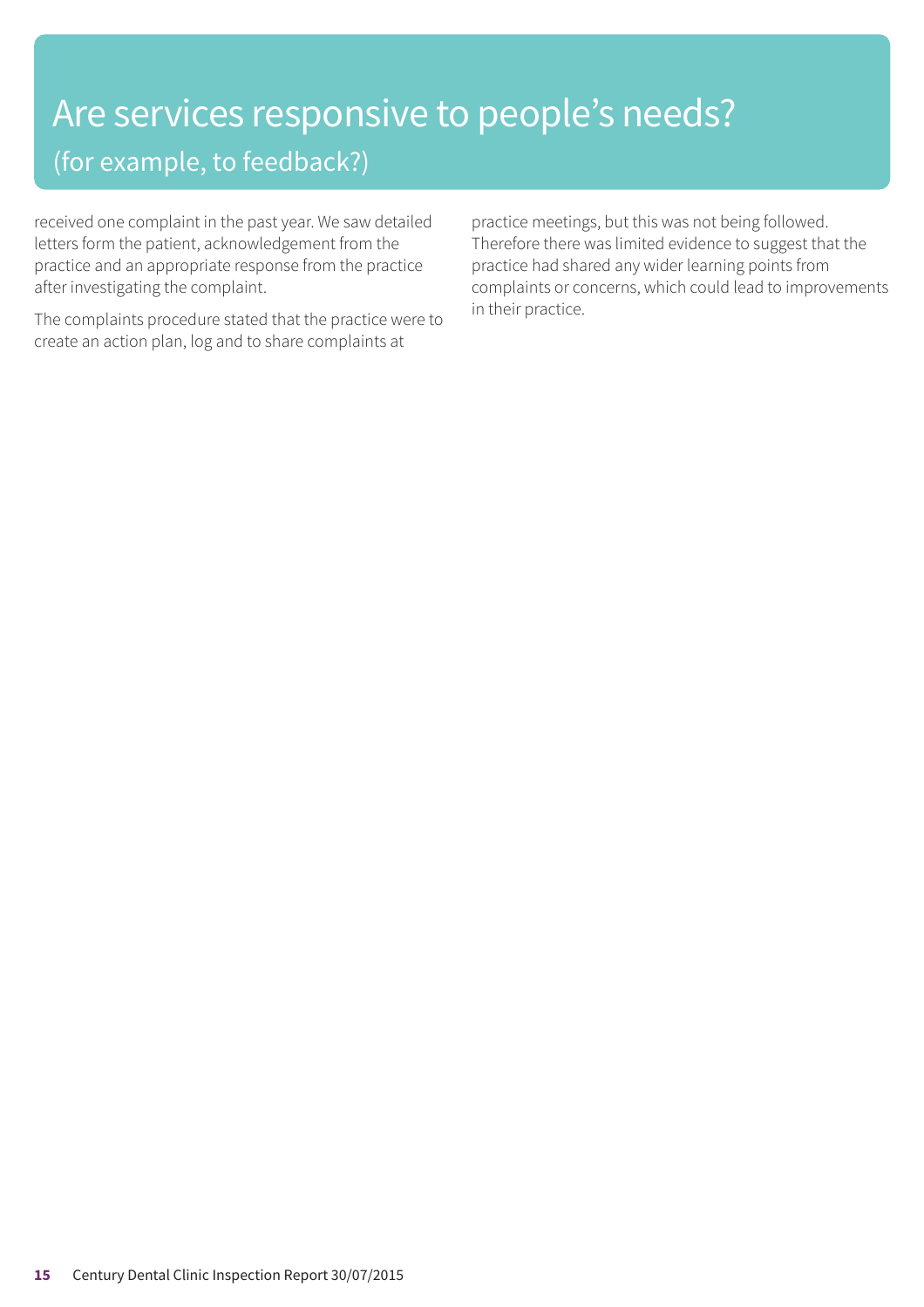# Are services responsive to people's needs?

## (for example, to feedback?)

received one complaint in the past year. We saw detailed letters form the patient, acknowledgement from the practice and an appropriate response from the practice after investigating the complaint.

The complaints procedure stated that the practice were to create an action plan, log and to share complaints at practice meetings, but this was not being followed. Therefore there was limited evidence to suggest that the practice had shared any wider learning points from complaints or concerns, which could lead to improvements in their practice.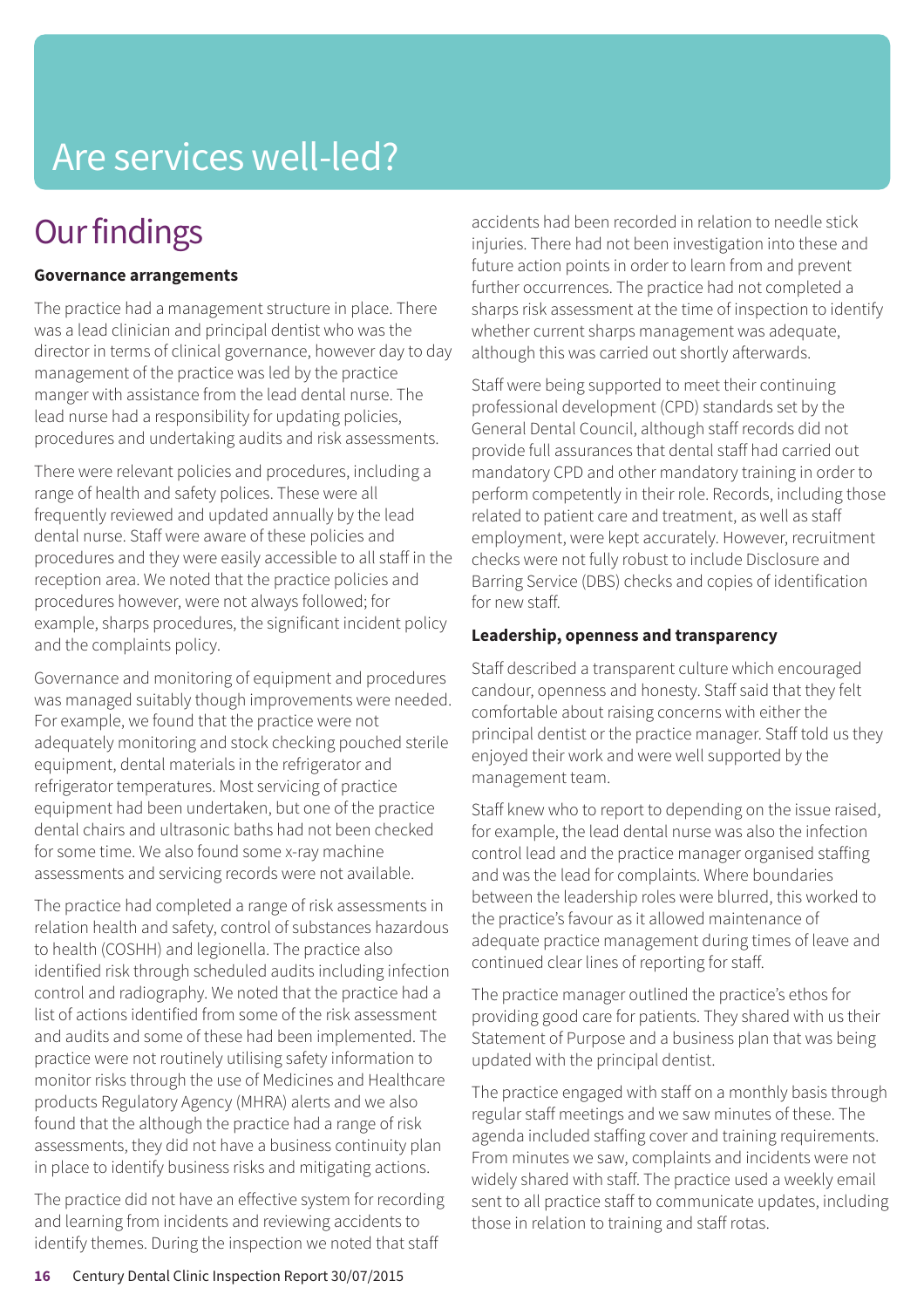# Are services well-led?

## Our findings

**Governance arrangements**

The practice had a management structure in place. There was a lead clinician and principal dentist who was the director in terms of clinical governance, however day to day management of the practice was led by the practice manger with assistance from the lead dental nurse. The lead nurse had a responsibility for updating policies, procedures and undertaking audits and risk assessments.

There were relevant policies and procedures, including a range of health and safety polices. These were all frequently reviewed and updated annually by the lead dental nurse. Staff were aware of these policies and procedures and they were easily accessible to all staff in the reception area. We noted that the practice policies and procedures however, were not always followed; for example, sharps procedures, the significant incident policy and the complaints policy.

Governance and monitoring of equipment and procedures was managed suitably though improvements were needed. For example, we found that the practice were not adequately monitoring and stock checking pouched sterile equipment, dental materials in the refrigerator and refrigerator temperatures. Most servicing of practice equipment had been undertaken, but one of the practice dental chairs and ultrasonic baths had not been checked for some time. We also found some x-ray machine assessments and servicing records were not available.

The practice had completed a range of risk assessments in relation health and safety, control of substances hazardous to health (COSHH) and legionella. The practice also identified risk through scheduled audits including infection control and radiography. We noted that the practice had a list of actions identified from some of the risk assessment and audits and some of these had been implemented. The practice were not routinely utilising safety information to monitor risks through the use of Medicines and Healthcare products Regulatory Agency (MHRA) alerts and we also found that the although the practice had a range of risk assessments, they did not have a business continuity plan in place to identify business risks and mitigating actions.

The practice did not have an effective system for recording and learning from incidents and reviewing accidents to identify themes. During the inspection we noted that staff accidents had been recorded in relation to needle stick injuries. There had not been investigation into these and future action points in order to learn from and prevent further occurrences. The practice had not completed a sharps risk assessment at the time of inspection to identify whether current sharps management was adequate, although this was carried out shortly afterwards.

Staff were being supported to meet their continuing professional development (CPD) standards set by the General Dental Council, although staff records did not provide full assurances that dental staff had carried out mandatory CPD and other mandatory training in order to perform competently in their role. Records, including those related to patient care and treatment, as well as staff employment, were kept accurately. However, recruitment checks were not fully robust to include Disclosure and Barring Service (DBS) checks and copies of identification for new staff.

**Leadership, openness and transparency**

Staff described a transparent culture which encouraged candour, openness and honesty. Staff said that they felt comfortable about raising concerns with either the principal dentist or the practice manager. Staff told us they enjoyed their work and were well supported by the management team.

Staff knew who to report to depending on the issue raised, for example, the lead dental nurse was also the infection control lead and the practice manager organised staffing and was the lead for complaints. Where boundaries between the leadership roles were blurred, this worked to the practice's favour as it allowed maintenance of adequate practice management during times of leave and continued clear lines of reporting for staff.

The practice manager outlined the practice's ethos for providing good care for patients. They shared with us their Statement of Purpose and a business plan that was being updated with the principal dentist.

The practice engaged with staff on a monthly basis through regular staff meetings and we saw minutes of these. The agenda included staffing cover and training requirements. From minutes we saw, complaints and incidents were not widely shared with staff. The practice used a weekly email sent to all practice staff to communicate updates, including those in relation to training and staff rotas.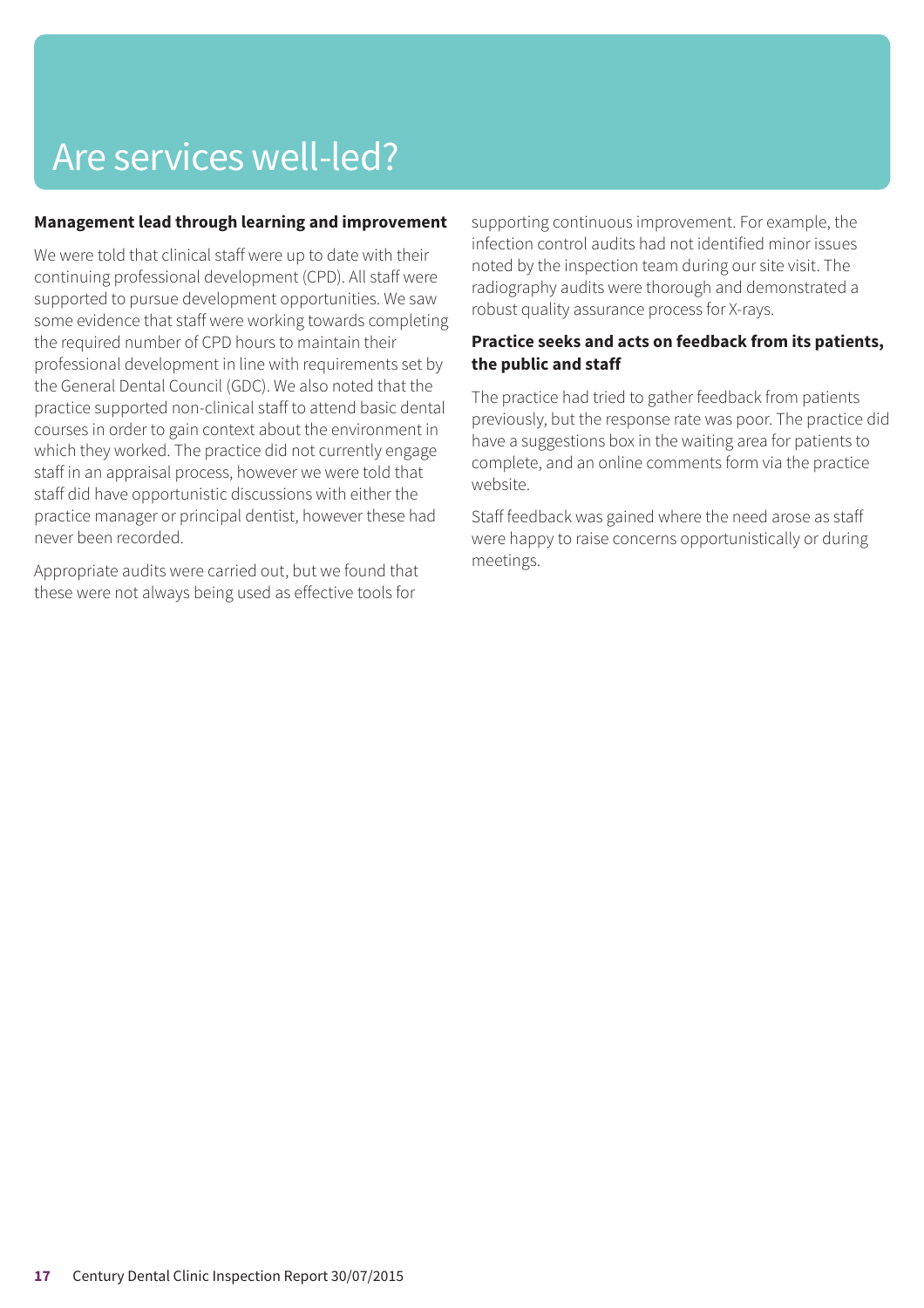# Are services well-led?

**Management lead through learning and improvement**

We were told that clinical staff were up to date with their continuing professional development (CPD). All staff were supported to pursue development opportunities. We saw some evidence that staff were working towards completing the required number of CPD hours to maintain their professional development in line with requirements set by the General Dental Council (GDC). We also noted that the practice supported non-clinical staff to attend basic dental courses in order to gain context about the environment in which they worked. The practice did not currently engage staff in an appraisal process, however we were told that staff did have opportunistic discussions with either the practice manager or principal dentist, however these had never been recorded.

Appropriate audits were carried out, but we found that these were not always being used as effective tools for supporting continuous improvement. For example, the infection control audits had not identified minor issues noted by the inspection team during our site visit. The radiography audits were thorough and demonstrated a robust quality assurance process for X-rays.

**Practice seeks and acts on feedback from its patients, the public and staff**

The practice had tried to gather feedback from patients previously, but the response rate was poor. The practice did have a suggestions box in the waiting area for patients to complete, and an online comments form via the practice website.

Staff feedback was gained where the need arose as staff were happy to raise concerns opportunistically or during meetings.